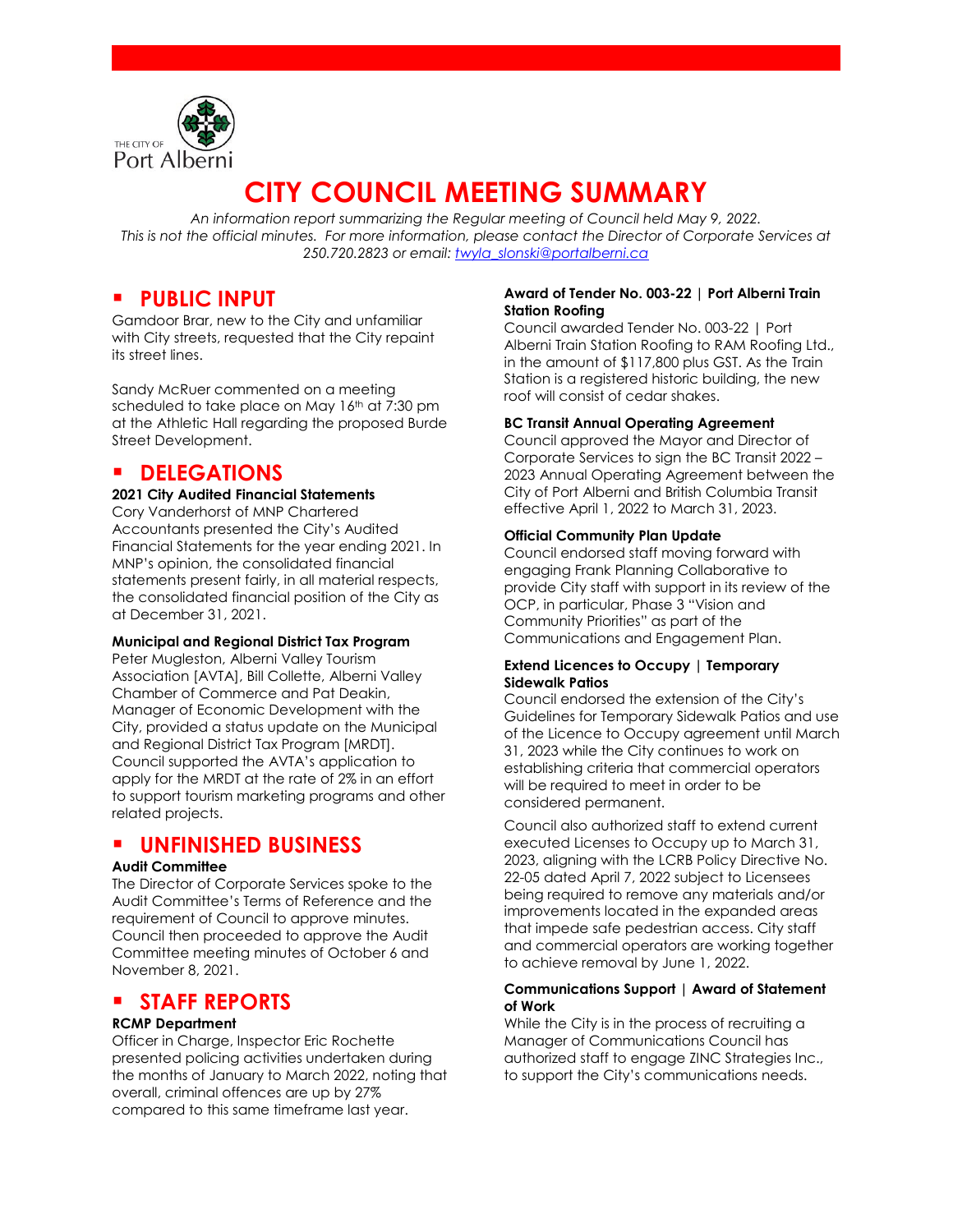THE CITY OF Port Alberni

# CITY COUNCIL MEETING SUMMARY

*An information report summarizing the Regular meeting of Council held May 9, 2022. This is not the official minutes. For more information, please contact the Director of Corporate Services at 250.720.2823 or email: twyla_slonski@portalberni.ca*

## PUBLIC INPUT

Gamdoor Brar, new to the City and unfamiliar with City streets, requested that the City repaint its street lines.

Sandy McRuer commented on a meeting scheduled to take place on May 16th at 7:30 pm at the Athletic Hall regarding the proposed Burde Street Development.

## DELEGATIONS

**2021 City Audited Financial Statements**

Cory Vanderhorst of MNP Chartered Accountants presented the City's Audited Financial Statements for the year ending 2021. In MNP's opinion, the consolidated financial statements present fairly, in all material respects, the consolidated financial position of the City as at December 31, 2021.

**Municipal and Regional District Tax Program**

Peter Mugleston, Alberni Valley Tourism Association [AVTA], Bill Collette, Alberni Valley Chamber of Commerce and Pat Deakin, Manager of Economic Development with the City, provided a status update on the Municipal and Regional District Tax Program [MRDT]. Council supported the AVTA's application to apply for the MRDT at the rate of 2% in an effort to support tourism marketing programs and other related projects.

## UNFINISHED BUSINESS

**Audit Committee**

The Director of Corporate Services spoke to the Audit Committee's Terms of Reference and the requirement of Council to approve minutes. Council then proceeded to approve the Audit Committee meeting minutes of October 6 and November 8, 2021.

## STAFF REPORTS

**RCMP Department**

Officer in Charge, Inspector Eric Rochette presented policing activities undertaken during the months of January to March 2022, noting that overall, criminal offences are up by 27% compared to this same timeframe last year.

**Award of Tender No. 003-22 | Port Alberni Train Station Roofing**

Council awarded Tender No. 003-22 | Port Alberni Train Station Roofing to RAM Roofing Ltd., in the amount of $117,800 plus GST. As the Train Station is a registered historic building, the new roof will consist of cedar shakes.

**BC Transit Annual Operating Agreement**

Council approved the Mayor and Director of Corporate Services to sign the BC Transit 2022 – 2023 Annual Operating Agreement between the City of Port Alberni and British Columbia Transit effective April 1, 2022 to March 31, 2023.

**Official Community Plan Update**

Council endorsed staff moving forward with engaging Frank Planning Collaborative to provide City staff with support in its review of the OCP, in particular, Phase 3 "Vision and Community Priorities" as part of the Communications and Engagement Plan.

**Extend Licences to Occupy | Temporary Sidewalk Patios**

Council endorsed the extension of the City's Guidelines for Temporary Sidewalk Patios and use of the Licence to Occupy agreement until March 31, 2023 while the City continues to work on establishing criteria that commercial operators will be required to meet in order to be considered permanent.

Council also authorized staff to extend current executed Licenses to Occupy up to March 31, 2023, aligning with the LCRB Policy Directive No. 22-05 dated April 7, 2022 subject to Licensees being required to remove any materials and/or improvements located in the expanded areas that impede safe pedestrian access. City staff and commercial operators are working together to achieve removal by June 1, 2022.

**Communications Support | Award of Statement of Work**

While the City is in the process of recruiting a Manager of Communications Council has authorized staff to engage ZINC Strategies Inc., to support the City's communications needs.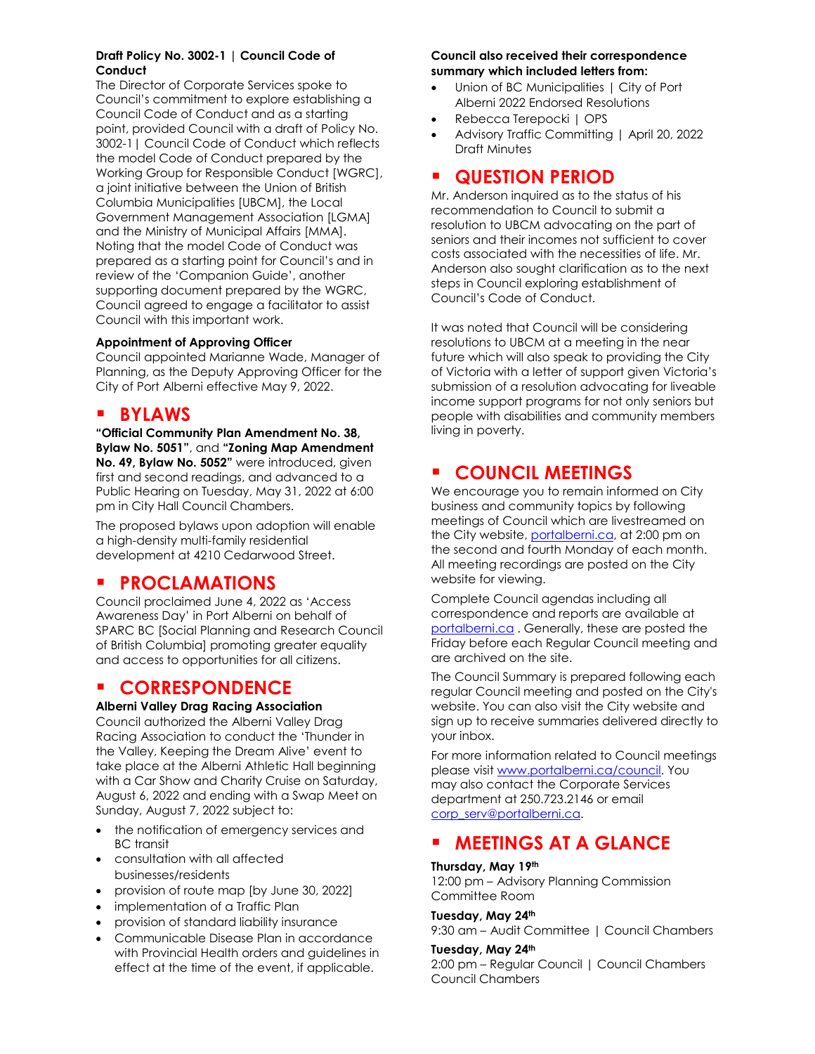**Draft Policy No. 3002-1 | Council Code of Conduct**
The Director of Corporate Services spoke to Council's commitment to explore establishing a Council Code of Conduct and as a starting point, provided Council with a draft of Policy No. 3002-1| Council Code of Conduct which reflects the model Code of Conduct prepared by the Working Group for Responsible Conduct [WGRC], a joint initiative between the Union of British Columbia Municipalities [UBCM], the Local Government Management Association [LGMA] and the Ministry of Municipal Affairs [MMA]. Noting that the model Code of Conduct was prepared as a starting point for Council's and in review of the 'Companion Guide', another supporting document prepared by the WGRC, Council agreed to engage a facilitator to assist Council with this important work.

**Appointment of Approving Officer**
Council appointed Marianne Wade, Manager of Planning, as the Deputy Approving Officer for the City of Port Alberni effective May 9, 2022.

## BYLAWS

**"Official Community Plan Amendment No. 38, Bylaw No. 5051"**, and **"Zoning Map Amendment No. 49, Bylaw No. 5052"** were introduced, given first and second readings, and advanced to a Public Hearing on Tuesday, May 31, 2022 at 6:00 pm in City Hall Council Chambers.

The proposed bylaws upon adoption will enable a high-density multi-family residential development at 4210 Cedarwood Street.

## PROCLAMATIONS

Council proclaimed June 4, 2022 as 'Access Awareness Day' in Port Alberni on behalf of SPARC BC [Social Planning and Research Council of British Columbia] promoting greater equality and access to opportunities for all citizens.

## CORRESPONDENCE

**Alberni Valley Drag Racing Association**
Council authorized the Alberni Valley Drag Racing Association to conduct the 'Thunder in the Valley, Keeping the Dream Alive' event to take place at the Alberni Athletic Hall beginning with a Car Show and Charity Cruise on Saturday, August 6, 2022 and ending with a Swap Meet on Sunday, August 7, 2022 subject to:

- the notification of emergency services and BC transit
- consultation with all affected businesses/residents
- provision of route map [by June 30, 2022]
- implementation of a Traffic Plan
- provision of standard liability insurance
- Communicable Disease Plan in accordance with Provincial Health orders and guidelines in effect at the time of the event, if applicable.

**Council also received their correspondence summary which included letters from:**

- Union of BC Municipalities | City of Port Alberni 2022 Endorsed Resolutions
- Rebecca Terepocki | OPS
- Advisory Traffic Committing | April 20, 2022 Draft Minutes

## QUESTION PERIOD

Mr. Anderson inquired as to the status of his recommendation to Council to submit a resolution to UBCM advocating on the part of seniors and their incomes not sufficient to cover costs associated with the necessities of life. Mr. Anderson also sought clarification as to the next steps in Council exploring establishment of Council's Code of Conduct.

It was noted that Council will be considering resolutions to UBCM at a meeting in the near future which will also speak to providing the City of Victoria with a letter of support given Victoria's submission of a resolution advocating for liveable income support programs for not only seniors but people with disabilities and community members living in poverty.

## COUNCIL MEETINGS

We encourage you to remain informed on City business and community topics by following meetings of Council which are livestreamed on the City website, portalberni.ca, at 2:00 pm on the second and fourth Monday of each month. All meeting recordings are posted on the City website for viewing.

Complete Council agendas including all correspondence and reports are available at portalberni.ca . Generally, these are posted the Friday before each Regular Council meeting and are archived on the site.

The Council Summary is prepared following each regular Council meeting and posted on the City's website. You can also visit the City website and sign up to receive summaries delivered directly to your inbox.

For more information related to Council meetings please visit www.portalberni.ca/council. You may also contact the Corporate Services department at 250.723.2146 or email corp_serv@portalberni.ca.

## MEETINGS AT A GLANCE

**Thursday, May 19th**
12:00 pm – Advisory Planning Commission Committee Room

**Tuesday, May 24th**
9:30 am – Audit Committee | Council Chambers

**Tuesday, May 24th**
2:00 pm – Regular Council | Council Chambers Council Chambers